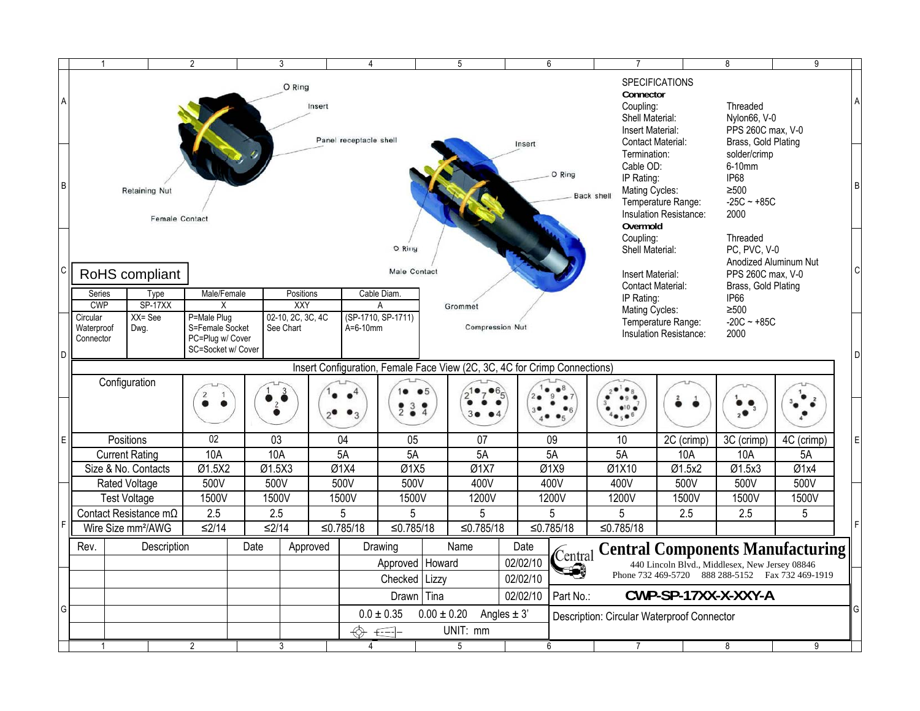O Ring

Insert

Panel receptacle shell

Retaining Nut

Female Contact

Insert

O Ring

Back shell

O Ring

Male Contact

Grommet

Compression Nut

## SPECIFICATIONS

**Connector**

| | |
|---|---|
| Coupling: | Threaded |
| Shell Material: | Nylon66, V-0 |
| Insert Material: | PPS 260C max, V-0 |
| Contact Material: | Brass, Gold Plating |
| Termination: | solder/crimp |
| Cable OD: | 6-10mm |
| IP Rating: | IP68 |
| Mating Cycles: | ≥500 |
| Temperature Range: | -25C ~ +85C |
| Insulation Resistance: | 2000 |

**Overmold**

| | |
|---|---|
| Coupling: | Threaded |
| Shell Material: | PC, PVC, V-0 Anodized Aluminum Nut |
| Insert Material: | PPS 260C max, V-0 |
| Contact Material: | Brass, Gold Plating |
| IP Rating: | IP66 |
| Mating Cycles: | ≥500 |
| Temperature Range: | -20C ~ +85C |
| Insulation Resistance: | 2000 |

RoHS compliant

| Series | Type | Male/Female | Positions | Cable Diam. |
|---|---|---|---|---|
| CWP | SP-17XX | X | XXY | A |
| Circular Waterproof Connector | XX= See Dwg. | P=Male Plug<br>S=Female Socket<br>PC=Plug w/ Cover<br>SC=Socket w/ Cover | 02-10, 2C, 3C, 4C See Chart | (SP-1710, SP-1711) A=6-10mm |

### Insert Configuration, Female Face View (2C, 3C, 4C for Crimp Connections)

| Configuration | | | | | | | | | | |
|---|---|---|---|---|---|---|---|---|---|---|
| Positions | 02 | 03 | 04 | 05 | 07 | 09 | 10 | 2C (crimp) | 3C (crimp) | 4C (crimp) |
| Current Rating | 10A | 10A | 5A | 5A | 5A | 5A | 5A | 10A | 10A | 5A |
| Size & No. Contacts | Ø1.5X2 | Ø1.5X3 | Ø1X4 | Ø1X5 | Ø1X7 | Ø1X9 | Ø1X10 | Ø1.5x2 | Ø1.5x3 | Ø1x4 |
| Rated Voltage | 500V | 500V | 500V | 500V | 400V | 400V | 400V | 500V | 500V | 500V |
| Test Voltage | 1500V | 1500V | 1500V | 1500V | 1200V | 1200V | 1200V | 1500V | 1500V | 1500V |
| Contact Resistance mΩ | 2.5 | 2.5 | 5 | 5 | 5 | 5 | 5 | 2.5 | 2.5 | 5 |
| Wire Size mm²/AWG | ≤2/14 | ≤2/14 | ≤0.785/18 | ≤0.785/18 | ≤0.785/18 | ≤0.785/18 | ≤0.785/18 | | | |

| Rev. | Description | Date | Approved | Drawing | Name | Date |
|---|---|---|---|---|---|---|
| | | | | Approved | Howard | 02/02/10 |
| | | | | Checked | Lizzy | 02/02/10 |
| | | | | Drawn | Tina | 02/02/10 |
| | | | | 0.0 ± 0.35 | 0.00 ± 0.20 | Angles ± 3' |
| | | | | | UNIT: mm | |

**Central Components Manufacturing**

440 Lincoln Blvd., Middlesex, New Jersey 08846

Phone 732 469-5720 888 288-5152 Fax 732 469-1919

Part No.: **CWP-SP-17XX-X-XXY-A**

Description: Circular Waterproof Connector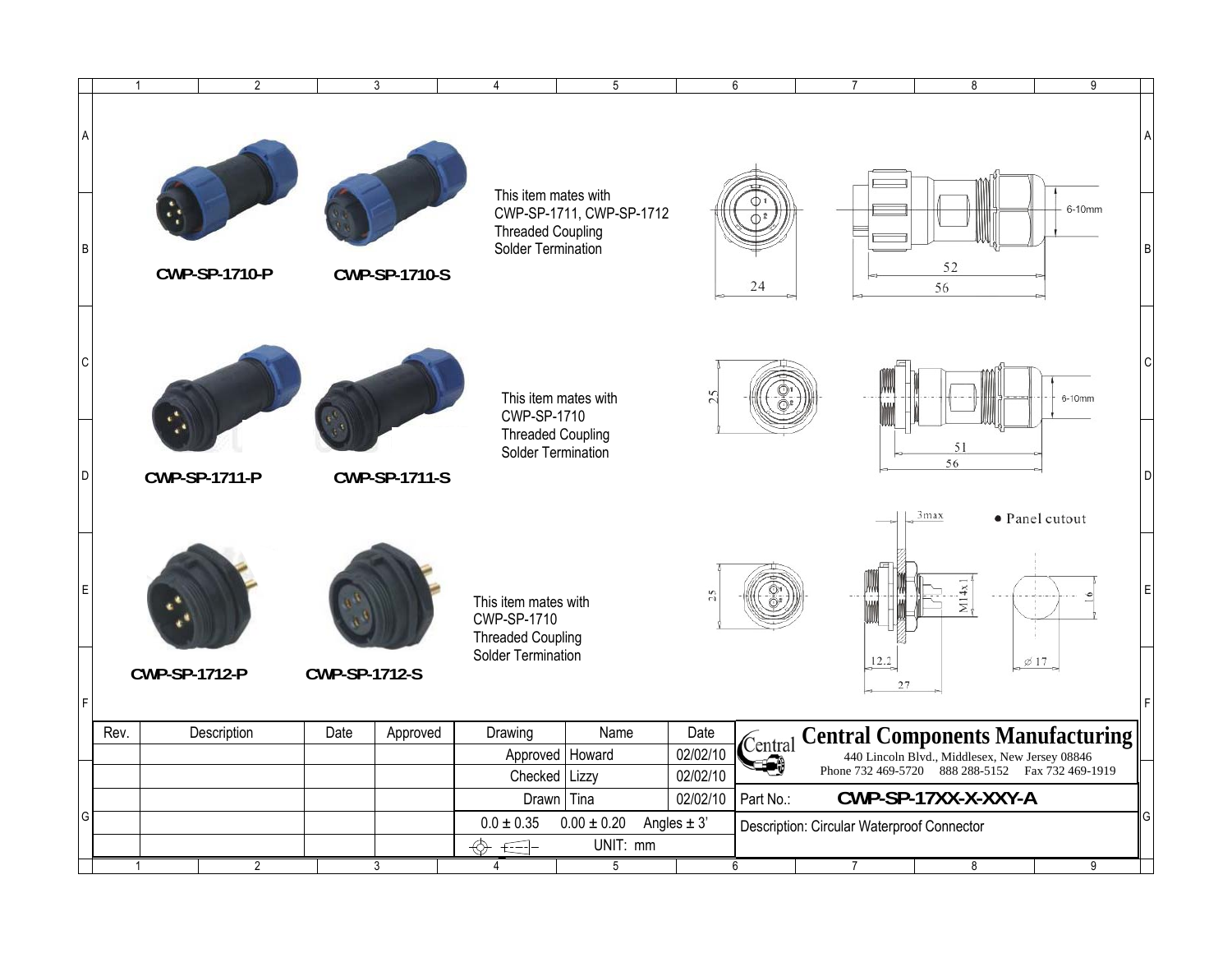**CWP-SP-1710-P** **CWP-SP-1710-S**

This item mates with
CWP-SP-1711, CWP-SP-1712
Threaded Coupling
Solder Termination

24
52
56
6-10mm

**CWP-SP-1711-P** **CWP-SP-1711-S**

This item mates with
CWP-SP-1710
Threaded Coupling
Solder Termination

25
51
56
6-10mm

**CWP-SP-1712-P** **CWP-SP-1712-S**

This item mates with
CWP-SP-1710
Threaded Coupling
Solder Termination

25
3max
M14x1
12.2
27
• Panel cutout
16
ø 17

| Rev. | Description | Date | Approved | Drawing | Name | Date |
|---|---|---|---|---|---|---|
| | | | | Approved | Howard | 02/02/10 |
| | | | | Checked | Lizzy | 02/02/10 |
| | | | | Drawn | Tina | 02/02/10 |
| | | | | 0.0 ± 0.35 | 0.00 ± 0.20 | Angles ± 3' |
| | | | | | UNIT: mm | |

## Central Components Manufacturing

440 Lincoln Blvd., Middlesex, New Jersey 08846
Phone 732 469-5720 888 288-5152 Fax 732 469-1919

Part No.: **CWP-SP-17XX-X-XXY-A**

Description: Circular Waterproof Connector